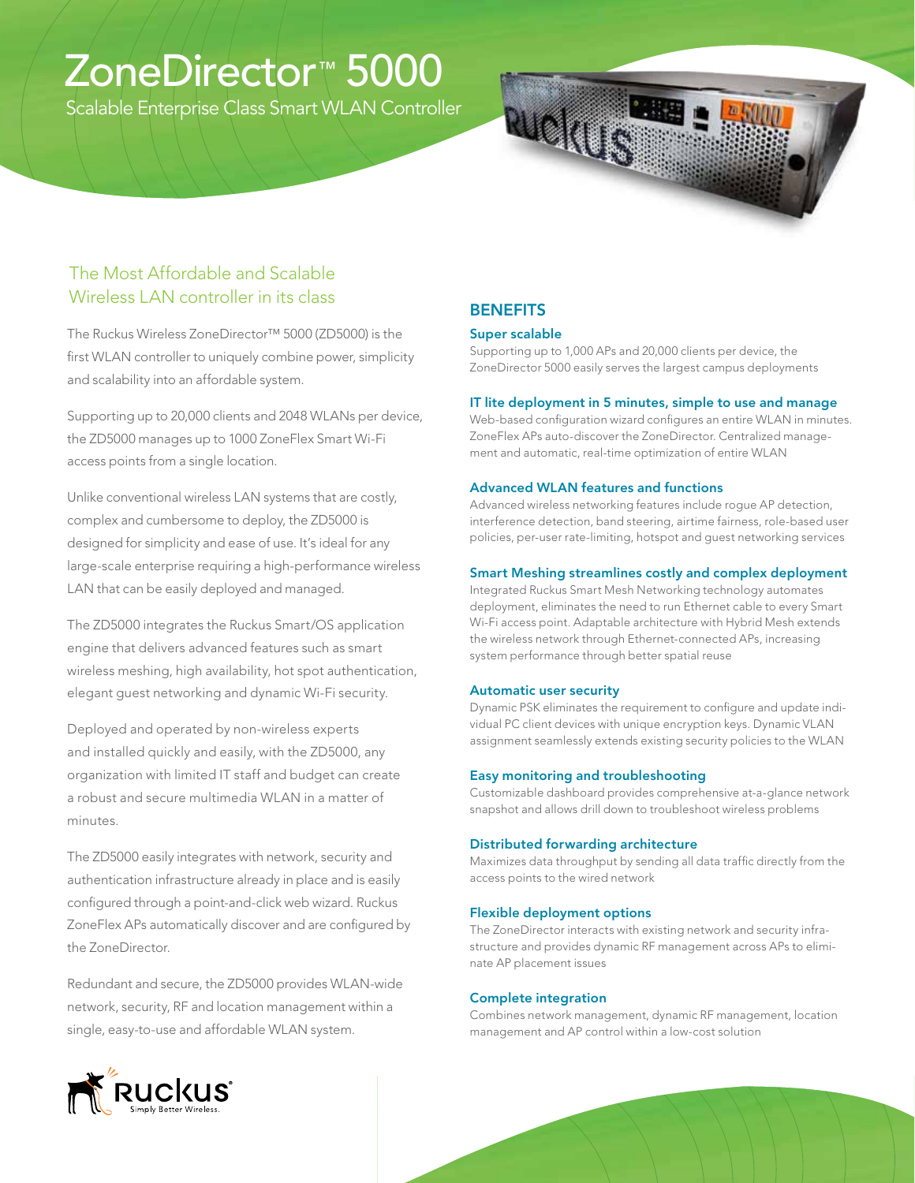# ZoneDirector™ 5000

Scalable Enterprise Class Smart WLAN Controller

## The Most Affordable and Scalable Wireless LAN controller in its class

The Ruckus Wireless ZoneDirector™ 5000 (ZD5000) is the first WLAN controller to uniquely combine power, simplicity and scalability into an affordable system.

Supporting up to 20,000 clients and 2048 WLANs per device, the ZD5000 manages up to 1000 ZoneFlex Smart Wi-Fi access points from a single location.

Unlike conventional wireless LAN systems that are costly, complex and cumbersome to deploy, the ZD5000 is designed for simplicity and ease of use. It's ideal for any large-scale enterprise requiring a high-performance wireless LAN that can be easily deployed and managed.

The ZD5000 integrates the Ruckus Smart/OS application engine that delivers advanced features such as smart wireless meshing, high availability, hot spot authentication, elegant guest networking and dynamic Wi-Fi security.

Deployed and operated by non-wireless experts and installed quickly and easily, with the ZD5000, any organization with limited IT staff and budget can create a robust and secure multimedia WLAN in a matter of minutes.

The ZD5000 easily integrates with network, security and authentication infrastructure already in place and is easily configured through a point-and-click web wizard. Ruckus ZoneFlex APs automatically discover and are configured by the ZoneDirector.

Redundant and secure, the ZD5000 provides WLAN-wide network, security, RF and location management within a single, easy-to-use and affordable WLAN system.

## BENEFITS

### Super scalable

Supporting up to 1,000 APs and 20,000 clients per device, the ZoneDirector 5000 easily serves the largest campus deployments

### IT lite deployment in 5 minutes, simple to use and manage

Web-based configuration wizard configures an entire WLAN in minutes. ZoneFlex APs auto-discover the ZoneDirector. Centralized management and automatic, real-time optimization of entire WLAN

### Advanced WLAN features and functions

Advanced wireless networking features include rogue AP detection, interference detection, band steering, airtime fairness, role-based user policies, per-user rate-limiting, hotspot and guest networking services

### Smart Meshing streamlines costly and complex deployment

Integrated Ruckus Smart Mesh Networking technology automates deployment, eliminates the need to run Ethernet cable to every Smart Wi-Fi access point. Adaptable architecture with Hybrid Mesh extends the wireless network through Ethernet-connected APs, increasing system performance through better spatial reuse

### Automatic user security

Dynamic PSK eliminates the requirement to configure and update individual PC client devices with unique encryption keys. Dynamic VLAN assignment seamlessly extends existing security policies to the WLAN

### Easy monitoring and troubleshooting

Customizable dashboard provides comprehensive at-a-glance network snapshot and allows drill down to troubleshoot wireless problems

### Distributed forwarding architecture

Maximizes data throughput by sending all data traffic directly from the access points to the wired network

### Flexible deployment options

The ZoneDirector interacts with existing network and security infrastructure and provides dynamic RF management across APs to eliminate AP placement issues

### Complete integration

Combines network management, dynamic RF management, location management and AP control within a low-cost solution

Ruckus Simply Better Wireless.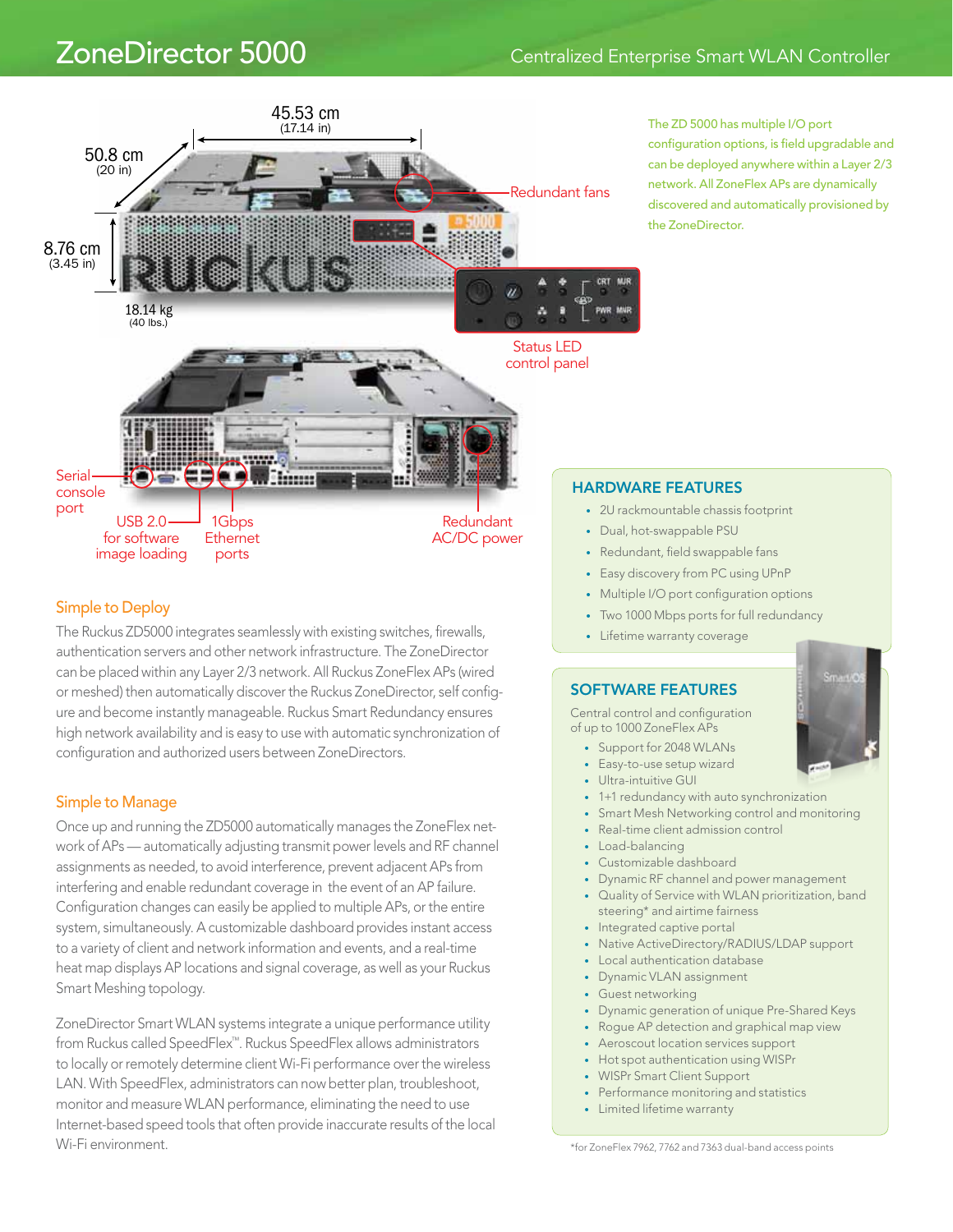# ZoneDirector 5000

Centralized Enterprise Smart WLAN Controller

45.53 cm (17.14 in)

50.8 cm (20 in)

8.76 cm (3.45 in)

18.14 kg (40 lbs.)

Redundant fans

Status LED control panel

Serial console port

USB 2.0 for software image loading

1Gbps Ethernet ports

Redundant AC/DC power

The ZD 5000 has multiple I/O port configuration options, is field upgradable and can be deployed anywhere within a Layer 2/3 network. All ZoneFlex APs are dynamically discovered and automatically provisioned by the ZoneDirector.

## Simple to Deploy

The Ruckus ZD5000 integrates seamlessly with existing switches, firewalls, authentication servers and other network infrastructure. The ZoneDirector can be placed within any Layer 2/3 network. All Ruckus ZoneFlex APs (wired or meshed) then automatically discover the Ruckus ZoneDirector, self configure and become instantly manageable. Ruckus Smart Redundancy ensures high network availability and is easy to use with automatic synchronization of configuration and authorized users between ZoneDirectors.

## Simple to Manage

Once up and running the ZD5000 automatically manages the ZoneFlex network of APs — automatically adjusting transmit power levels and RF channel assignments as needed, to avoid interference, prevent adjacent APs from interfering and enable redundant coverage in the event of an AP failure. Configuration changes can easily be applied to multiple APs, or the entire system, simultaneously. A customizable dashboard provides instant access to a variety of client and network information and events, and a real-time heat map displays AP locations and signal coverage, as well as your Ruckus Smart Meshing topology.

ZoneDirector Smart WLAN systems integrate a unique performance utility from Ruckus called SpeedFlex™. Ruckus SpeedFlex allows administrators to locally or remotely determine client Wi-Fi performance over the wireless LAN. With SpeedFlex, administrators can now better plan, troubleshoot, monitor and measure WLAN performance, eliminating the need to use Internet-based speed tools that often provide inaccurate results of the local Wi-Fi environment.

## HARDWARE FEATURES

- 2U rackmountable chassis footprint
- Dual, hot-swappable PSU
- Redundant, field swappable fans
- Easy discovery from PC using UPnP
- Multiple I/O port configuration options
- Two 1000 Mbps ports for full redundancy
- Lifetime warranty coverage

## SOFTWARE FEATURES

Central control and configuration of up to 1000 ZoneFlex APs

- Support for 2048 WLANs
- Easy-to-use setup wizard
- Ultra-intuitive GUI
- 1+1 redundancy with auto synchronization
- Smart Mesh Networking control and monitoring
- Real-time client admission control
- Load-balancing
- Customizable dashboard
- Dynamic RF channel and power management
- Quality of Service with WLAN prioritization, band steering* and airtime fairness
- Integrated captive portal
- Native ActiveDirectory/RADIUS/LDAP support
- Local authentication database
- Dynamic VLAN assignment
- Guest networking
- Dynamic generation of unique Pre-Shared Keys
- Rogue AP detection and graphical map view
- Aeroscout location services support
- Hot spot authentication using WISPr
- WISPr Smart Client Support
- Performance monitoring and statistics
- Limited lifetime warranty

*for ZoneFlex 7962, 7762 and 7363 dual-band access points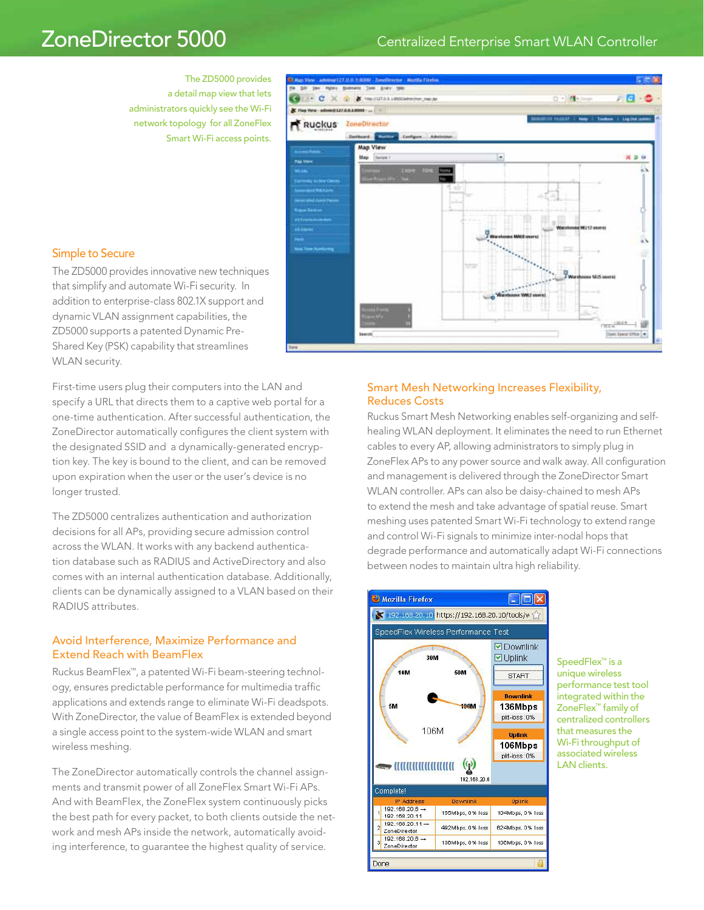# ZoneDirector 5000

Centralized Enterprise Smart WLAN Controller

The ZD5000 provides a detail map view that lets administrators quickly see the Wi-Fi network topology for all ZoneFlex Smart Wi-Fi access points.

## Simple to Secure

The ZD5000 provides innovative new techniques that simplify and automate Wi-Fi security. In addition to enterprise-class 802.1X support and dynamic VLAN assignment capabilities, the ZD5000 supports a patented Dynamic Pre-Shared Key (PSK) capability that streamlines WLAN security.

First-time users plug their computers into the LAN and specify a URL that directs them to a captive web portal for a one-time authentication. After successful authentication, the ZoneDirector automatically configures the client system with the designated SSID and a dynamically-generated encryption key. The key is bound to the client, and can be removed upon expiration when the user or the user's device is no longer trusted.

The ZD5000 centralizes authentication and authorization decisions for all APs, providing secure admission control across the WLAN. It works with any backend authentication database such as RADIUS and ActiveDirectory and also comes with an internal authentication database. Additionally, clients can be dynamically assigned to a VLAN based on their RADIUS attributes.

## Avoid Interference, Maximize Performance and Extend Reach with BeamFlex

Ruckus BeamFlex™, a patented Wi-Fi beam-steering technology, ensures predictable performance for multimedia traffic applications and extends range to eliminate Wi-Fi deadspots. With ZoneDirector, the value of BeamFlex is extended beyond a single access point to the system-wide WLAN and smart wireless meshing.

The ZoneDirector automatically controls the channel assignments and transmit power of all ZoneFlex Smart Wi-Fi APs. And with BeamFlex, the ZoneFlex system continuously picks the best path for every packet, to both clients outside the network and mesh APs inside the network, automatically avoiding interference, to guarantee the highest quality of service.

## Smart Mesh Networking Increases Flexibility, Reduces Costs

Ruckus Smart Mesh Networking enables self-organizing and self-healing WLAN deployment. It eliminates the need to run Ethernet cables to every AP, allowing administrators to simply plug in ZoneFlex APs to any power source and walk away. All configuration and management is delivered through the ZoneDirector Smart WLAN controller. APs can also be daisy-chained to mesh APs to extend the mesh and take advantage of spatial reuse. Smart meshing uses patented Smart Wi-Fi technology to extend range and control Wi-Fi signals to minimize inter-nodal hops that degrade performance and automatically adapt Wi-Fi connections between nodes to maintain ultra high reliability.

SpeedFlex™ is a unique wireless performance test tool integrated within the ZoneFlex™ family of centralized controllers that measures the Wi-Fi throughput of associated wireless LAN clients.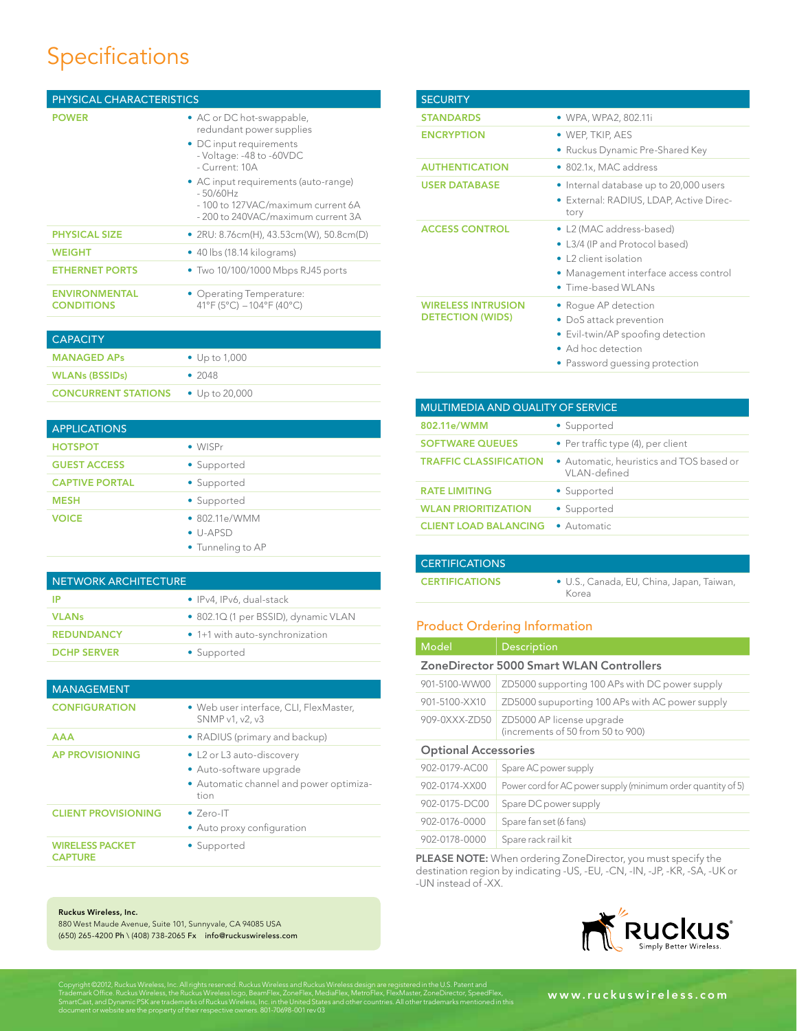# Specifications

| PHYSICAL CHARACTERISTICS | |
|---|---|
| POWER | • AC or DC hot-swappable, redundant power supplies<br>• DC input requirements<br>- Voltage: -48 to -60VDC<br>- Current: 10A<br>• AC input requirements (auto-range)<br>- 50/60Hz<br>- 100 to 127VAC/maximum current 6A<br>- 200 to 240VAC/maximum current 3A |
| PHYSICAL SIZE | • 2RU: 8.76cm(H), 43.53cm(W), 50.8cm(D) |
| WEIGHT | • 40 lbs (18.14 kilograms) |
| ETHERNET PORTS | • Two 10/100/1000 Mbps RJ45 ports |
| ENVIRONMENTAL CONDITIONS | • Operating Temperature: 41°F (5°C) – 104°F (40°C) |

| CAPACITY | |
|---|---|
| MANAGED APs | • Up to 1,000 |
| WLANs (BSSIDs) | • 2048 |
| CONCURRENT STATIONS | • Up to 20,000 |

| APPLICATIONS | |
|---|---|
| HOTSPOT | • WISPr |
| GUEST ACCESS | • Supported |
| CAPTIVE PORTAL | • Supported |
| MESH | • Supported |
| VOICE | • 802.11e/WMM<br>• U-APSD<br>• Tunneling to AP |

| NETWORK ARCHITECTURE | |
|---|---|
| IP | • IPv4, IPv6, dual-stack |
| VLANs | • 802.1Q (1 per BSSID), dynamic VLAN |
| REDUNDANCY | • 1+1 with auto-synchronization |
| DCHP SERVER | • Supported |

| MANAGEMENT | |
|---|---|
| CONFIGURATION | • Web user interface, CLI, FlexMaster, SNMP v1, v2, v3 |
| AAA | • RADIUS (primary and backup) |
| AP PROVISIONING | • L2 or L3 auto-discovery<br>• Auto-software upgrade<br>• Automatic channel and power optimization |
| CLIENT PROVISIONING | • Zero-IT<br>• Auto proxy configuration |
| WIRELESS PACKET CAPTURE | • Supported |

| SECURITY | |
|---|---|
| STANDARDS | • WPA, WPA2, 802.11i |
| ENCRYPTION | • WEP, TKIP, AES<br>• Ruckus Dynamic Pre-Shared Key |
| AUTHENTICATION | • 802.1x, MAC address |
| USER DATABASE | • Internal database up to 20,000 users<br>• External: RADIUS, LDAP, Active Directory |
| ACCESS CONTROL | • L2 (MAC address-based)<br>• L3/4 (IP and Protocol based)<br>• L2 client isolation<br>• Management interface access control<br>• Time-based WLANs |
| WIRELESS INTRUSION DETECTION (WIDS) | • Rogue AP detection<br>• DoS attack prevention<br>• Evil-twin/AP spoofing detection<br>• Ad hoc detection<br>• Password guessing protection |

| MULTIMEDIA AND QUALITY OF SERVICE | |
|---|---|
| 802.11e/WMM | • Supported |
| SOFTWARE QUEUES | • Per traffic type (4), per client |
| TRAFFIC CLASSIFICATION | • Automatic, heuristics and TOS based or VLAN-defined |
| RATE LIMITING | • Supported |
| WLAN PRIORITIZATION | • Supported |
| CLIENT LOAD BALANCING | • Automatic |

| CERTIFICATIONS | |
|---|---|
| CERTIFICATIONS | • U.S., Canada, EU, China, Japan, Taiwan, Korea |

## Product Ordering Information

| Model | Description |
|---|---|
| **ZoneDirector 5000 Smart WLAN Controllers** | |
| 901-5100-WW00 | ZD5000 supporting 100 APs with DC power supply |
| 901-5100-XX10 | ZD5000 supuporting 100 APs with AC power supply |
| 909-0XXX-ZD50 | ZD5000 AP license upgrade (increments of 50 from 50 to 900) |
| **Optional Accessories** | |
| 902-0179-AC00 | Spare AC power supply |
| 902-0174-XX00 | Power cord for AC power supply (minimum order quantity of 5) |
| 902-0175-DC00 | Spare DC power supply |
| 902-0176-0000 | Spare fan set (6 fans) |
| 902-0178-0000 | Spare rack rail kit |

**PLEASE NOTE:** When ordering ZoneDirector, you must specify the destination region by indicating -US, -EU, -CN, -IN, -JP, -KR, -SA, -UK or -UN instead of -XX.

**Ruckus Wireless, Inc.**
880 West Maude Avenue, Suite 101, Sunnyvale, CA 94085 USA
(650) 265-4200 Ph \ (408) 738-2065 Fx info@ruckuswireless.com

Ruckus® Simply Better Wireless.

Copyright ©2012, Ruckus Wireless, Inc. All rights reserved. Ruckus Wireless and Ruckus Wireless design are registered in the U.S. Patent and Trademark Office. Ruckus Wireless, the Ruckus Wireless logo, BeamFlex, ZoneFlex, MediaFlex, MetroFlex, FlexMaster, ZoneDirector, SpeedFlex, SmartCast, and Dynamic PSK are trademarks of Ruckus Wireless, Inc. in the United States and other countries. All other trademarks mentioned in this document or website are the property of their respective owners. 801-70698-001 rev 03

www.ruckuswireless.com